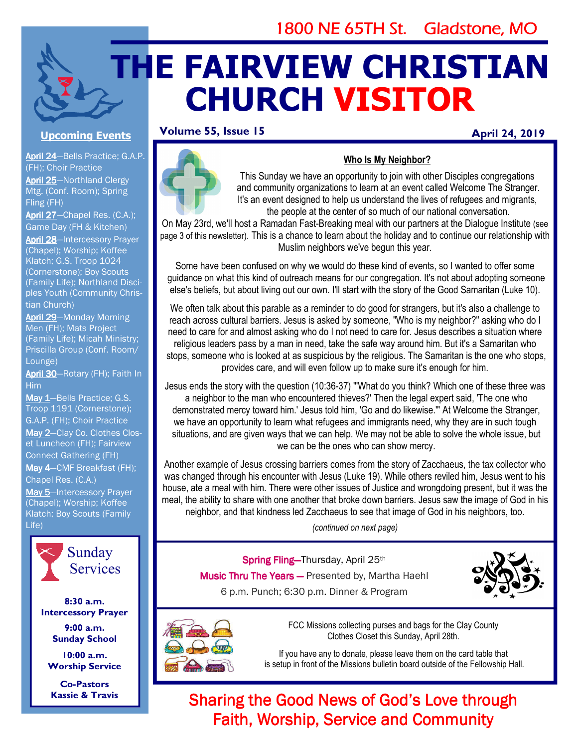1800 NE 65TH St. Gladstone, MO

# THE FAIRVIEW CHRISTIAN CHURCH VISITOR

**Volume 55, Issue 15** **April 24, 2019**

## Upcoming Events

**April 24**—Bells Practice; G.A.P. (FH); Choir Practice

**April 25**—Northland Clergy Mtg. (Conf. Room); Spring Fling (FH)

**April 27**—Chapel Res. (C.A.); Game Day (FH & Kitchen)

**April 28**—Intercessory Prayer (Chapel); Worship; Koffee Klatch; G.S. Troop 1024 (Cornerstone); Boy Scouts (Family Life); Northland Disciples Youth (Community Christian Church)

**April 29**—Monday Morning Men (FH); Mats Project (Family Life); Micah Ministry; Priscilla Group (Conf. Room/ Lounge)

**April 30**—Rotary (FH); Faith In Him

**May 1**—Bells Practice; G.S. Troop 1191 (Cornerstone); G.A.P. (FH); Choir Practice

**May 2**—Clay Co. Clothes Closet Luncheon (FH); Fairview Connect Gathering (FH)

**May 4**—CMF Breakfast (FH); Chapel Res. (C.A.)

**May 5**—Intercessory Prayer (Chapel); Worship; Koffee Klatch; Boy Scouts (Family Life)

## Sunday Services

**8:30 a.m.**
**Intercessory Prayer**

**9:00 a.m.**
**Sunday School**

**10:00 a.m.**
**Worship Service**

**Co-Pastors**
**Kassie & Travis**

## Who Is My Neighbor?

This Sunday we have an opportunity to join with other Disciples congregations and community organizations to learn at an event called Welcome The Stranger. It's an event designed to help us understand the lives of refugees and migrants, the people at the center of so much of our national conversation. On May 23rd, we'll host a Ramadan Fast-Breaking meal with our partners at the Dialogue Institute (see page 3 of this newsletter). This is a chance to learn about the holiday and to continue our relationship with Muslim neighbors we've begun this year.

Some have been confused on why we would do these kind of events, so I wanted to offer some guidance on what this kind of outreach means for our congregation. It's not about adopting someone else's beliefs, but about living out our own. I'll start with the story of the Good Samaritan (Luke 10).

We often talk about this parable as a reminder to do good for strangers, but it's also a challenge to reach across cultural barriers. Jesus is asked by someone, "Who is my neighbor?" asking who do I need to care for and almost asking who do I not need to care for. Jesus describes a situation where religious leaders pass by a man in need, take the safe way around him. But it's a Samaritan who stops, someone who is looked at as suspicious by the religious. The Samaritan is the one who stops, provides care, and will even follow up to make sure it's enough for him.

Jesus ends the story with the question (10:36-37) "'What do you think? Which one of these three was a neighbor to the man who encountered thieves?' Then the legal expert said, 'The one who demonstrated mercy toward him.' Jesus told him, 'Go and do likewise.'" At Welcome the Stranger, we have an opportunity to learn what refugees and immigrants need, why they are in such tough situations, and are given ways that we can help. We may not be able to solve the whole issue, but we can be the ones who can show mercy.

Another example of Jesus crossing barriers comes from the story of Zacchaeus, the tax collector who was changed through his encounter with Jesus (Luke 19). While others reviled him, Jesus went to his house, ate a meal with him. There were other issues of Justice and wrongdoing present, but it was the meal, the ability to share with one another that broke down barriers. Jesus saw the image of God in his neighbor, and that kindness led Zacchaeus to see that image of God in his neighbors, too.

*(continued on next page)*

**Spring Fling**—Thursday, April 25th
**Music Thru The Years** — Presented by, Martha Haehl
6 p.m. Punch; 6:30 p.m. Dinner & Program

FCC Missions collecting purses and bags for the Clay County Clothes Closet this Sunday, April 28th.

If you have any to donate, please leave them on the card table that is setup in front of the Missions bulletin board outside of the Fellowship Hall.

Sharing the Good News of God's Love through Faith, Worship, Service and Community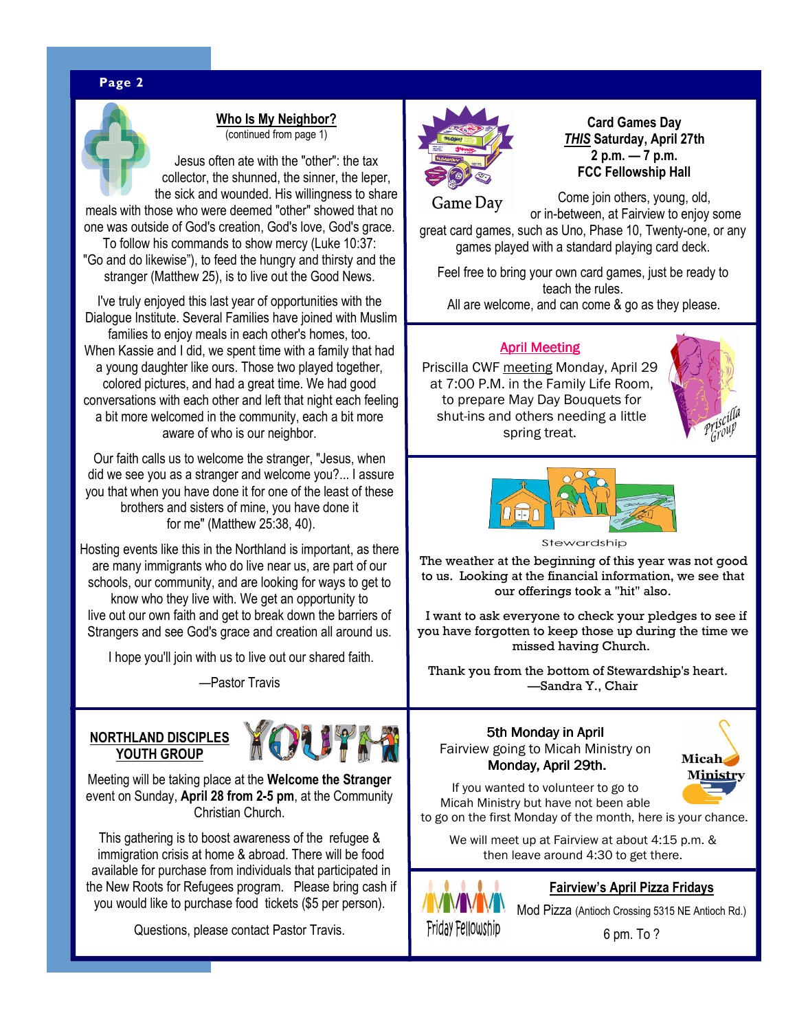## Who Is My Neighbor?

(continued from page 1)

Jesus often ate with the "other": the tax collector, the shunned, the sinner, the leper, the sick and wounded. His willingness to share meals with those who were deemed "other" showed that no one was outside of God's creation, God's love, God's grace. To follow his commands to show mercy (Luke 10:37: "Go and do likewise"), to feed the hungry and thirsty and the stranger (Matthew 25), is to live out the Good News.

I've truly enjoyed this last year of opportunities with the Dialogue Institute. Several Families have joined with Muslim families to enjoy meals in each other's homes, too. When Kassie and I did, we spent time with a family that had a young daughter like ours. Those two played together, colored pictures, and had a great time. We had good conversations with each other and left that night each feeling a bit more welcomed in the community, each a bit more aware of who is our neighbor.

Our faith calls us to welcome the stranger, "Jesus, when did we see you as a stranger and welcome you?... I assure you that when you have done it for one of the least of these brothers and sisters of mine, you have done it for me" (Matthew 25:38, 40).

Hosting events like this in the Northland is important, as there are many immigrants who do live near us, are part of our schools, our community, and are looking for ways to get to know who they live with. We get an opportunity to live out our own faith and get to break down the barriers of Strangers and see God's grace and creation all around us.

I hope you'll join with us to live out our shared faith.

—Pastor Travis

## Card Games Day

***THIS* Saturday, April 27th**
**2 p.m. — 7 p.m.**
**FCC Fellowship Hall**

Game Day

Come join others, young, old, or in-between, at Fairview to enjoy some great card games, such as Uno, Phase 10, Twenty-one, or any games played with a standard playing card deck.

Feel free to bring your own card games, just be ready to teach the rules.

All are welcome, and can come & go as they please.

## April Meeting

Priscilla CWF meeting Monday, April 29 at 7:00 P.M. in the Family Life Room, to prepare May Day Bouquets for shut-ins and others needing a little spring treat.

Priscilla Group

## Stewardship

The weather at the beginning of this year was not good to us. Looking at the financial information, we see that our offerings took a "hit" also.

I want to ask everyone to check your pledges to see if you have forgotten to keep those up during the time we missed having Church.

Thank you from the bottom of Stewardship's heart.
—Sandra Y., Chair

## NORTHLAND DISCIPLES YOUTH GROUP

Meeting will be taking place at the **Welcome the Stranger** event on Sunday, **April 28 from 2-5 pm**, at the Community Christian Church.

This gathering is to boost awareness of the refugee & immigration crisis at home & abroad. There will be food available for purchase from individuals that participated in the New Roots for Refugees program. Please bring cash if you would like to purchase food tickets ($5 per person).

Questions, please contact Pastor Travis.

## 5th Monday in April

Fairview going to Micah Ministry on **Monday, April 29th.**

If you wanted to volunteer to go to Micah Ministry but have not been able to go on the first Monday of the month, here is your chance.

We will meet up at Fairview at about 4:15 p.m. & then leave around 4:30 to get there.

## Fairview's April Pizza Fridays

Friday Fellowship

Mod Pizza (Antioch Crossing 5315 NE Antioch Rd.)

6 pm. To ?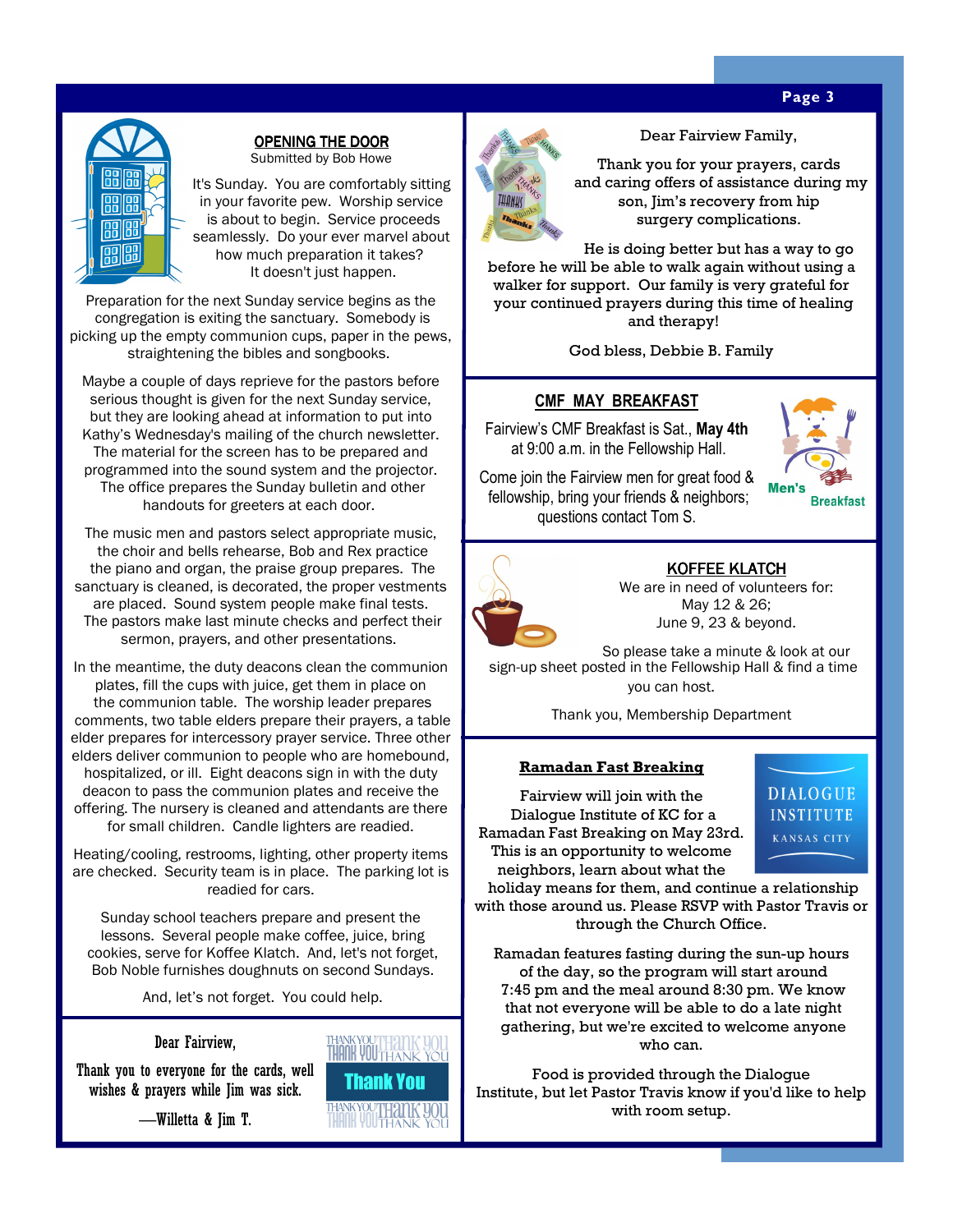## OPENING THE DOOR

Submitted by Bob Howe

It's Sunday. You are comfortably sitting in your favorite pew. Worship service is about to begin. Service proceeds seamlessly. Do your ever marvel about how much preparation it takes? It doesn't just happen.

Preparation for the next Sunday service begins as the congregation is exiting the sanctuary. Somebody is picking up the empty communion cups, paper in the pews, straightening the bibles and songbooks.

Maybe a couple of days reprieve for the pastors before serious thought is given for the next Sunday service, but they are looking ahead at information to put into Kathy's Wednesday's mailing of the church newsletter. The material for the screen has to be prepared and programmed into the sound system and the projector. The office prepares the Sunday bulletin and other handouts for greeters at each door.

The music men and pastors select appropriate music, the choir and bells rehearse, Bob and Rex practice the piano and organ, the praise group prepares. The sanctuary is cleaned, is decorated, the proper vestments are placed. Sound system people make final tests. The pastors make last minute checks and perfect their sermon, prayers, and other presentations.

In the meantime, the duty deacons clean the communion plates, fill the cups with juice, get them in place on the communion table. The worship leader prepares comments, two table elders prepare their prayers, a table elder prepares for intercessory prayer service. Three other elders deliver communion to people who are homebound, hospitalized, or ill. Eight deacons sign in with the duty deacon to pass the communion plates and receive the offering. The nursery is cleaned and attendants are there for small children. Candle lighters are readied.

Heating/cooling, restrooms, lighting, other property items are checked. Security team is in place. The parking lot is readied for cars.

Sunday school teachers prepare and present the lessons. Several people make coffee, juice, bring cookies, serve for Koffee Klatch. And, let's not forget, Bob Noble furnishes doughnuts on second Sundays.

And, let's not forget. You could help.

---

Dear Fairview,

Thank you to everyone for the cards, well wishes & prayers while Jim was sick.

—Willetta & Jim T.

---

Dear Fairview Family,

Thank you for your prayers, cards and caring offers of assistance during my son, Jim's recovery from hip surgery complications.

He is doing better but has a way to go before he will be able to walk again without using a walker for support. Our family is very grateful for your continued prayers during this time of healing and therapy!

God bless, Debbie B. Family

---

## CMF MAY BREAKFAST

Fairview's CMF Breakfast is Sat., **May 4th** at 9:00 a.m. in the Fellowship Hall.

Come join the Fairview men for great food & fellowship, bring your friends & neighbors; questions contact Tom S.

---

## KOFFEE KLATCH

We are in need of volunteers for:
May 12 & 26;
June 9, 23 & beyond.

So please take a minute & look at our sign-up sheet posted in the Fellowship Hall & find a time you can host.

Thank you, Membership Department

---

## Ramadan Fast Breaking

Fairview will join with the Dialogue Institute of KC for a Ramadan Fast Breaking on May 23rd. This is an opportunity to welcome neighbors, learn about what the holiday means for them, and continue a relationship with those around us. Please RSVP with Pastor Travis or through the Church Office.

Ramadan features fasting during the sun-up hours of the day, so the program will start around 7:45 pm and the meal around 8:30 pm. We know that not everyone will be able to do a late night gathering, but we're excited to welcome anyone who can.

Food is provided through the Dialogue Institute, but let Pastor Travis know if you'd like to help with room setup.